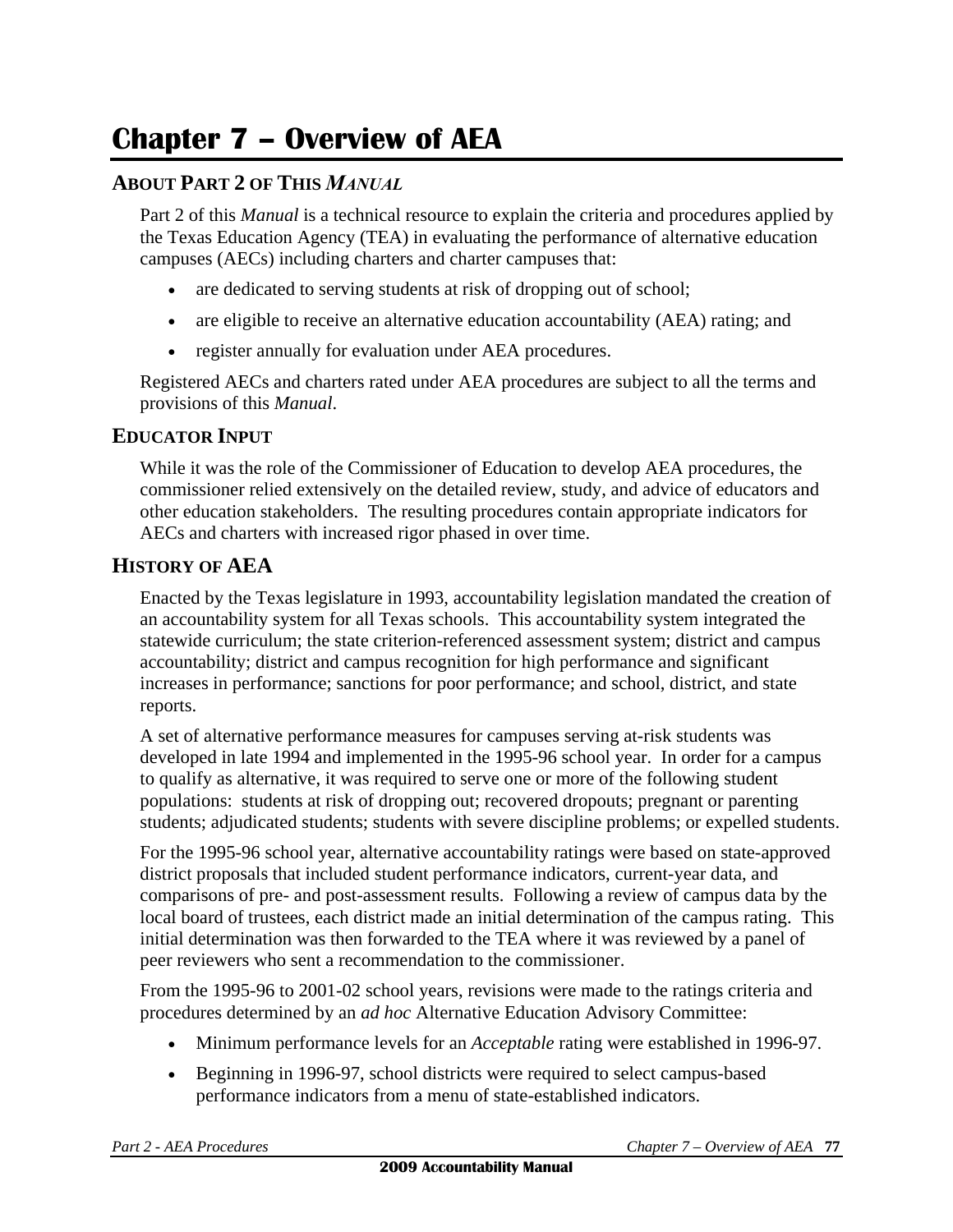# Chapter 7 – Overview of AEA

## About Part 2 of This *Manual*

Part 2 of this *Manual* is a technical resource to explain the criteria and procedures applied by the Texas Education Agency (TEA) in evaluating the performance of alternative education campuses (AECs) including charters and charter campuses that:

- are dedicated to serving students at risk of dropping out of school;
- are eligible to receive an alternative education accountability (AEA) rating; and
- register annually for evaluation under AEA procedures.

Registered AECs and charters rated under AEA procedures are subject to all the terms and provisions of this *Manual*.

## Educator Input

While it was the role of the Commissioner of Education to develop AEA procedures, the commissioner relied extensively on the detailed review, study, and advice of educators and other education stakeholders. The resulting procedures contain appropriate indicators for AECs and charters with increased rigor phased in over time.

## History of AEA

Enacted by the Texas legislature in 1993, accountability legislation mandated the creation of an accountability system for all Texas schools. This accountability system integrated the statewide curriculum; the state criterion-referenced assessment system; district and campus accountability; district and campus recognition for high performance and significant increases in performance; sanctions for poor performance; and school, district, and state reports.

A set of alternative performance measures for campuses serving at-risk students was developed in late 1994 and implemented in the 1995-96 school year. In order for a campus to qualify as alternative, it was required to serve one or more of the following student populations: students at risk of dropping out; recovered dropouts; pregnant or parenting students; adjudicated students; students with severe discipline problems; or expelled students.

For the 1995-96 school year, alternative accountability ratings were based on state-approved district proposals that included student performance indicators, current-year data, and comparisons of pre- and post-assessment results. Following a review of campus data by the local board of trustees, each district made an initial determination of the campus rating. This initial determination was then forwarded to the TEA where it was reviewed by a panel of peer reviewers who sent a recommendation to the commissioner.

From the 1995-96 to 2001-02 school years, revisions were made to the ratings criteria and procedures determined by an *ad hoc* Alternative Education Advisory Committee:

- Minimum performance levels for an *Acceptable* rating were established in 1996-97.
- Beginning in 1996-97, school districts were required to select campus-based performance indicators from a menu of state-established indicators.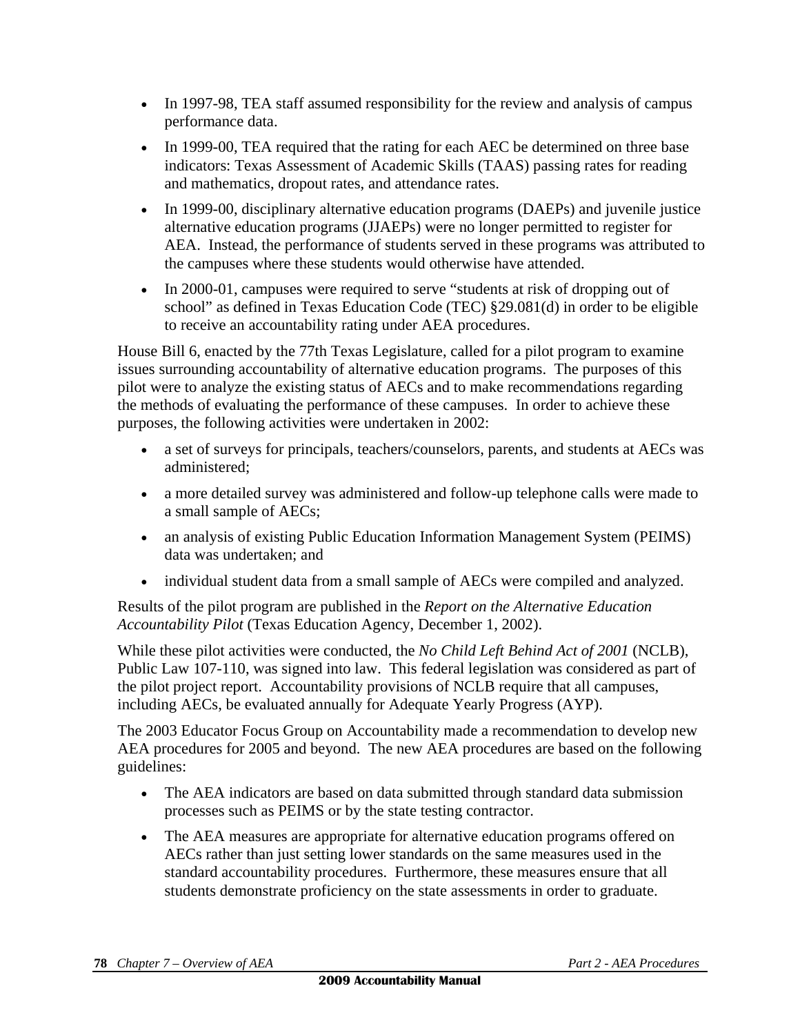- In 1997-98, TEA staff assumed responsibility for the review and analysis of campus performance data.
- In 1999-00, TEA required that the rating for each AEC be determined on three base indicators: Texas Assessment of Academic Skills (TAAS) passing rates for reading and mathematics, dropout rates, and attendance rates.
- In 1999-00, disciplinary alternative education programs (DAEPs) and juvenile justice alternative education programs (JJAEPs) were no longer permitted to register for AEA. Instead, the performance of students served in these programs was attributed to the campuses where these students would otherwise have attended.
- In 2000-01, campuses were required to serve "students at risk of dropping out of school" as defined in Texas Education Code (TEC) §29.081(d) in order to be eligible to receive an accountability rating under AEA procedures.

House Bill 6, enacted by the 77th Texas Legislature, called for a pilot program to examine issues surrounding accountability of alternative education programs. The purposes of this pilot were to analyze the existing status of AECs and to make recommendations regarding the methods of evaluating the performance of these campuses. In order to achieve these purposes, the following activities were undertaken in 2002:

- a set of surveys for principals, teachers/counselors, parents, and students at AECs was administered;
- a more detailed survey was administered and follow-up telephone calls were made to a small sample of AECs;
- an analysis of existing Public Education Information Management System (PEIMS) data was undertaken; and
- individual student data from a small sample of AECs were compiled and analyzed.

Results of the pilot program are published in the *Report on the Alternative Education Accountability Pilot* (Texas Education Agency, December 1, 2002).

While these pilot activities were conducted, the *No Child Left Behind Act of 2001* (NCLB), Public Law 107-110, was signed into law. This federal legislation was considered as part of the pilot project report. Accountability provisions of NCLB require that all campuses, including AECs, be evaluated annually for Adequate Yearly Progress (AYP).

The 2003 Educator Focus Group on Accountability made a recommendation to develop new AEA procedures for 2005 and beyond. The new AEA procedures are based on the following guidelines:

- The AEA indicators are based on data submitted through standard data submission processes such as PEIMS or by the state testing contractor.
- The AEA measures are appropriate for alternative education programs offered on AECs rather than just setting lower standards on the same measures used in the standard accountability procedures. Furthermore, these measures ensure that all students demonstrate proficiency on the state assessments in order to graduate.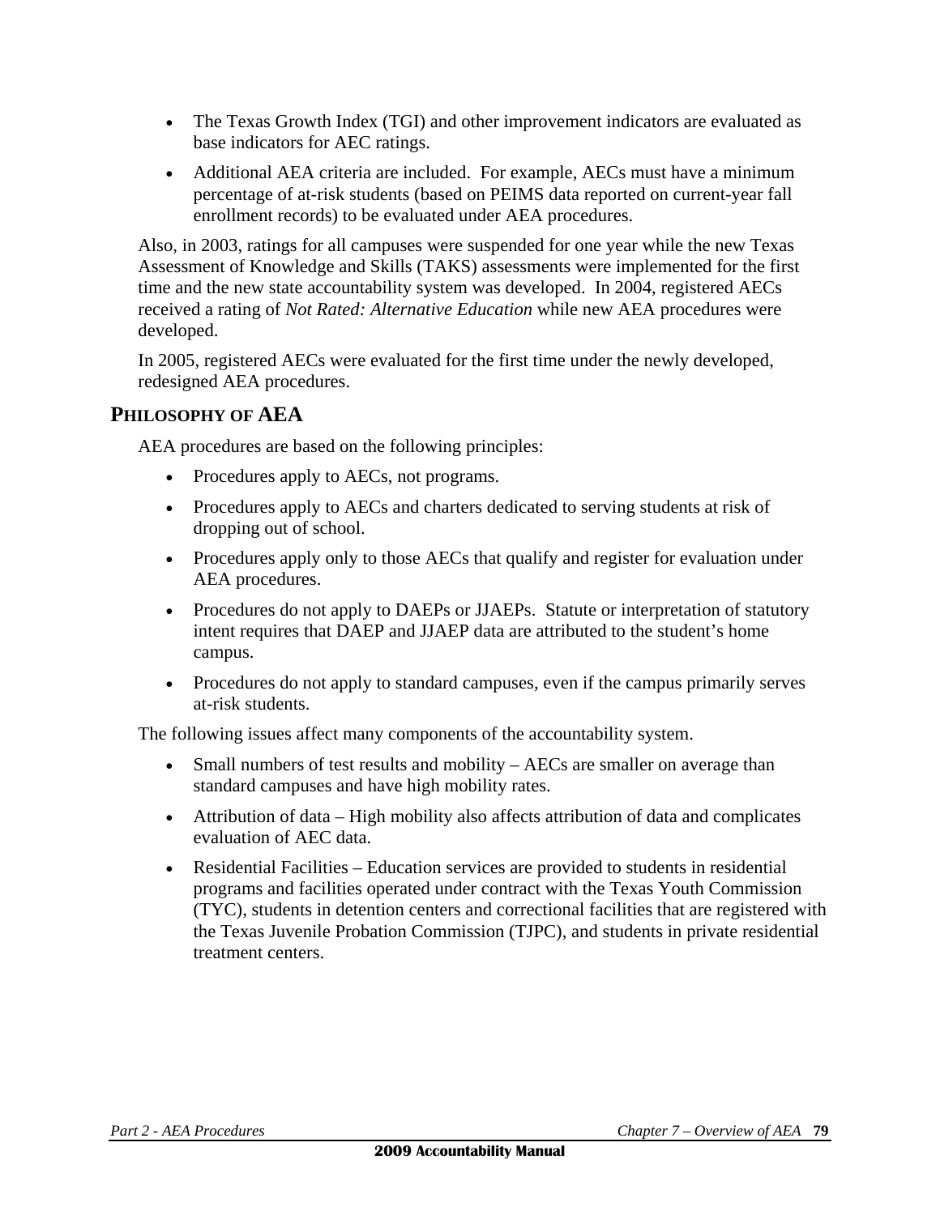- The Texas Growth Index (TGI) and other improvement indicators are evaluated as base indicators for AEC ratings.
- Additional AEA criteria are included. For example, AECs must have a minimum percentage of at-risk students (based on PEIMS data reported on current-year fall enrollment records) to be evaluated under AEA procedures.

Also, in 2003, ratings for all campuses were suspended for one year while the new Texas Assessment of Knowledge and Skills (TAKS) assessments were implemented for the first time and the new state accountability system was developed. In 2004, registered AECs received a rating of *Not Rated: Alternative Education* while new AEA procedures were developed.

In 2005, registered AECs were evaluated for the first time under the newly developed, redesigned AEA procedures.

## PHILOSOPHY OF AEA

AEA procedures are based on the following principles:

- Procedures apply to AECs, not programs.
- Procedures apply to AECs and charters dedicated to serving students at risk of dropping out of school.
- Procedures apply only to those AECs that qualify and register for evaluation under AEA procedures.
- Procedures do not apply to DAEPs or JJAEPs. Statute or interpretation of statutory intent requires that DAEP and JJAEP data are attributed to the student's home campus.
- Procedures do not apply to standard campuses, even if the campus primarily serves at-risk students.

The following issues affect many components of the accountability system.

- Small numbers of test results and mobility – AECs are smaller on average than standard campuses and have high mobility rates.
- Attribution of data – High mobility also affects attribution of data and complicates evaluation of AEC data.
- Residential Facilities – Education services are provided to students in residential programs and facilities operated under contract with the Texas Youth Commission (TYC), students in detention centers and correctional facilities that are registered with the Texas Juvenile Probation Commission (TJPC), and students in private residential treatment centers.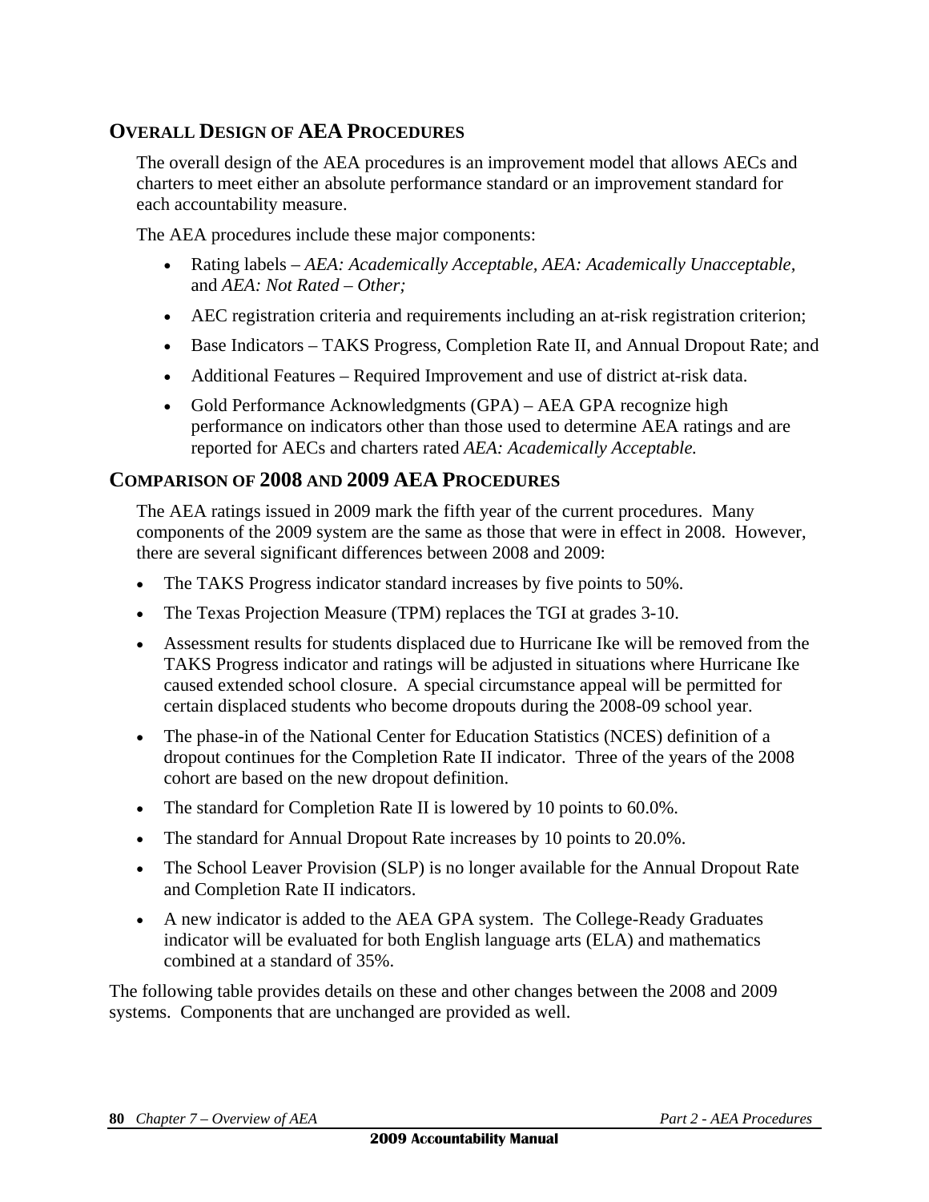## OVERALL DESIGN OF AEA PROCEDURES

The overall design of the AEA procedures is an improvement model that allows AECs and charters to meet either an absolute performance standard or an improvement standard for each accountability measure.

The AEA procedures include these major components:

- Rating labels – *AEA: Academically Acceptable*, *AEA: Academically Unacceptable*, and *AEA: Not Rated – Other;*
- AEC registration criteria and requirements including an at-risk registration criterion;
- Base Indicators – TAKS Progress, Completion Rate II, and Annual Dropout Rate; and
- Additional Features – Required Improvement and use of district at-risk data.
- Gold Performance Acknowledgments (GPA) – AEA GPA recognize high performance on indicators other than those used to determine AEA ratings and are reported for AECs and charters rated *AEA: Academically Acceptable.*

## COMPARISON OF 2008 AND 2009 AEA PROCEDURES

The AEA ratings issued in 2009 mark the fifth year of the current procedures. Many components of the 2009 system are the same as those that were in effect in 2008. However, there are several significant differences between 2008 and 2009:

- The TAKS Progress indicator standard increases by five points to 50%.
- The Texas Projection Measure (TPM) replaces the TGI at grades 3-10.
- Assessment results for students displaced due to Hurricane Ike will be removed from the TAKS Progress indicator and ratings will be adjusted in situations where Hurricane Ike caused extended school closure. A special circumstance appeal will be permitted for certain displaced students who become dropouts during the 2008-09 school year.
- The phase-in of the National Center for Education Statistics (NCES) definition of a dropout continues for the Completion Rate II indicator. Three of the years of the 2008 cohort are based on the new dropout definition.
- The standard for Completion Rate II is lowered by 10 points to 60.0%.
- The standard for Annual Dropout Rate increases by 10 points to 20.0%.
- The School Leaver Provision (SLP) is no longer available for the Annual Dropout Rate and Completion Rate II indicators.
- A new indicator is added to the AEA GPA system. The College-Ready Graduates indicator will be evaluated for both English language arts (ELA) and mathematics combined at a standard of 35%.

The following table provides details on these and other changes between the 2008 and 2009 systems. Components that are unchanged are provided as well.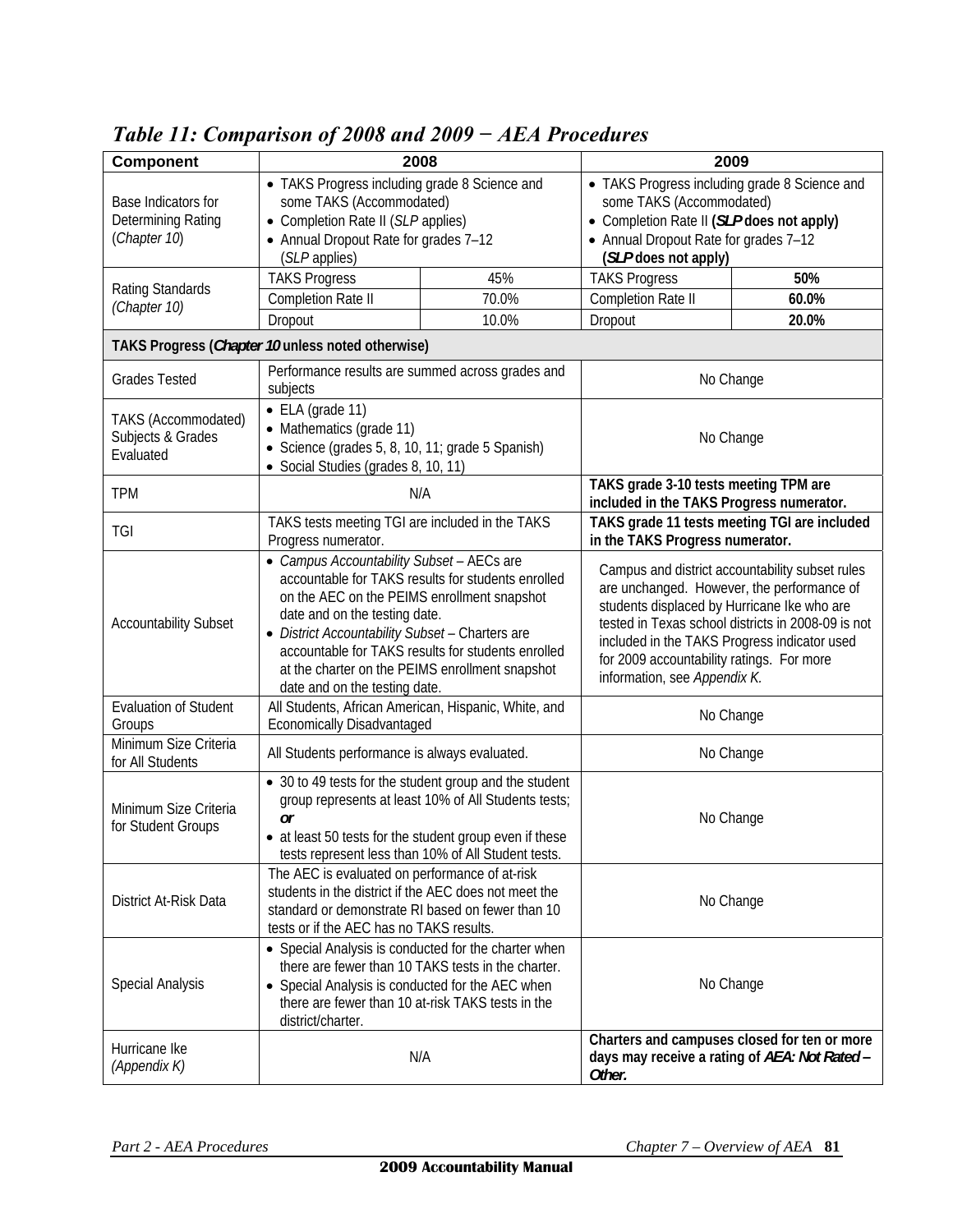# *Table 11: Comparison of 2008 and 2009 − AEA Procedures*

| Component | 2008 | | 2009 | |
|---|---|---|---|---|
| Base Indicators for Determining Rating (*Chapter 10*) | • TAKS Progress including grade 8 Science and some TAKS (Accommodated)<br>• Completion Rate II (*SLP* applies)<br>• Annual Dropout Rate for grades 7–12 (*SLP* applies) | | • TAKS Progress including grade 8 Science and some TAKS (Accommodated)<br>• Completion Rate II **(*SLP* does not apply)**<br>• Annual Dropout Rate for grades 7–12 **(*SLP* does not apply)** | |
| Rating Standards *(Chapter 10)* | TAKS Progress | 45% | TAKS Progress | **50%** |
| | Completion Rate II | 70.0% | Completion Rate II | **60.0%** |
| | Dropout | 10.0% | Dropout | **20.0%** |
| **TAKS Progress (*Chapter 10* unless noted otherwise)** | | | | |
| Grades Tested | Performance results are summed across grades and subjects | | No Change | |
| TAKS (Accommodated) Subjects & Grades Evaluated | • ELA (grade 11)<br>• Mathematics (grade 11)<br>• Science (grades 5, 8, 10, 11; grade 5 Spanish)<br>• Social Studies (grades 8, 10, 11) | | No Change | |
| TPM | N/A | | **TAKS grade 3-10 tests meeting TPM are included in the TAKS Progress numerator.** | |
| TGI | TAKS tests meeting TGI are included in the TAKS Progress numerator. | | **TAKS grade 11 tests meeting TGI are included in the TAKS Progress numerator.** | |
| Accountability Subset | • *Campus Accountability Subset* – AECs are accountable for TAKS results for students enrolled on the AEC on the PEIMS enrollment snapshot date and on the testing date.<br>• *District Accountability Subset* – Charters are accountable for TAKS results for students enrolled at the charter on the PEIMS enrollment snapshot date and on the testing date. | | Campus and district accountability subset rules are unchanged. However, the performance of students displaced by Hurricane Ike who are tested in Texas school districts in 2008-09 is not included in the TAKS Progress indicator used for 2009 accountability ratings. For more information, see *Appendix K.* | |
| Evaluation of Student Groups | All Students, African American, Hispanic, White, and Economically Disadvantaged | | No Change | |
| Minimum Size Criteria for All Students | All Students performance is always evaluated. | | No Change | |
| Minimum Size Criteria for Student Groups | • 30 to 49 tests for the student group and the student group represents at least 10% of All Students tests; ***or***<br>• at least 50 tests for the student group even if these tests represent less than 10% of All Student tests. | | No Change | |
| District At-Risk Data | The AEC is evaluated on performance of at-risk students in the district if the AEC does not meet the standard or demonstrate RI based on fewer than 10 tests or if the AEC has no TAKS results. | | No Change | |
| Special Analysis | • Special Analysis is conducted for the charter when there are fewer than 10 TAKS tests in the charter.<br>• Special Analysis is conducted for the AEC when there are fewer than 10 at-risk TAKS tests in the district/charter. | | No Change | |
| Hurricane Ike *(Appendix K)* | N/A | | **Charters and campuses closed for ten or more days may receive a rating of *AEA: Not Rated – Other.*** | |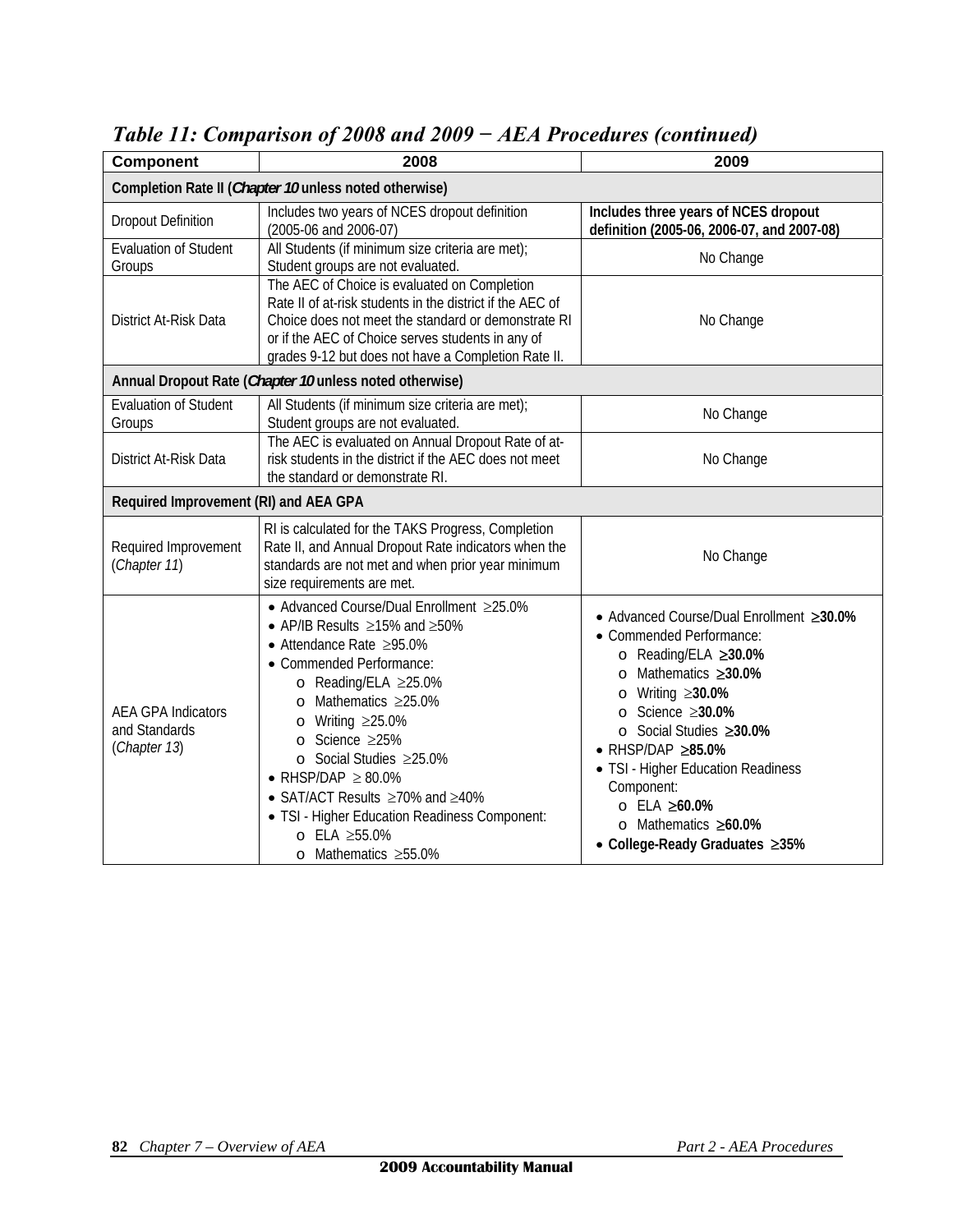## *Table 11: Comparison of 2008 and 2009 − AEA Procedures (continued)*

| Component | 2008 | 2009 |
|---|---|---|
| **Completion Rate II (*Chapter 10* unless noted otherwise)** | | |
| Dropout Definition | Includes two years of NCES dropout definition (2005-06 and 2006-07) | **Includes three years of NCES dropout definition (2005-06, 2006-07, and 2007-08)** |
| Evaluation of Student Groups | All Students (if minimum size criteria are met); Student groups are not evaluated. | No Change |
| District At-Risk Data | The AEC of Choice is evaluated on Completion Rate II of at-risk students in the district if the AEC of Choice does not meet the standard or demonstrate RI or if the AEC of Choice serves students in any of grades 9-12 but does not have a Completion Rate II. | No Change |
| **Annual Dropout Rate (*Chapter 10* unless noted otherwise)** | | |
| Evaluation of Student Groups | All Students (if minimum size criteria are met); Student groups are not evaluated. | No Change |
| District At-Risk Data | The AEC is evaluated on Annual Dropout Rate of at-risk students in the district if the AEC does not meet the standard or demonstrate RI. | No Change |
| **Required Improvement (RI) and AEA GPA** | | |
| Required Improvement (*Chapter 11*) | RI is calculated for the TAKS Progress, Completion Rate II, and Annual Dropout Rate indicators when the standards are not met and when prior year minimum size requirements are met. | No Change |
| AEA GPA Indicators and Standards (*Chapter 13*) | • Advanced Course/Dual Enrollment ≥25.0%<br>• AP/IB Results ≥15% and ≥50%<br>• Attendance Rate ≥95.0%<br>• Commended Performance:<br>o Reading/ELA ≥25.0%<br>o Mathematics ≥25.0%<br>o Writing ≥25.0%<br>o Science ≥25%<br>o Social Studies ≥25.0%<br>• RHSP/DAP ≥ 80.0%<br>• SAT/ACT Results ≥70% and ≥40%<br>• TSI - Higher Education Readiness Component:<br>o ELA ≥55.0%<br>o Mathematics ≥55.0% | • Advanced Course/Dual Enrollment **≥30.0%**<br>• Commended Performance:<br>o Reading/ELA **≥30.0%**<br>o Mathematics **≥30.0%**<br>o Writing ≥**30.0%**<br>o Science ≥**30.0%**<br>o Social Studies **≥30.0%**<br>• RHSP/DAP **≥85.0%**<br>• TSI - Higher Education Readiness Component:<br>o ELA **≥60.0%**<br>o Mathematics **≥60.0%**<br>• **College-Ready Graduates ≥35%** |